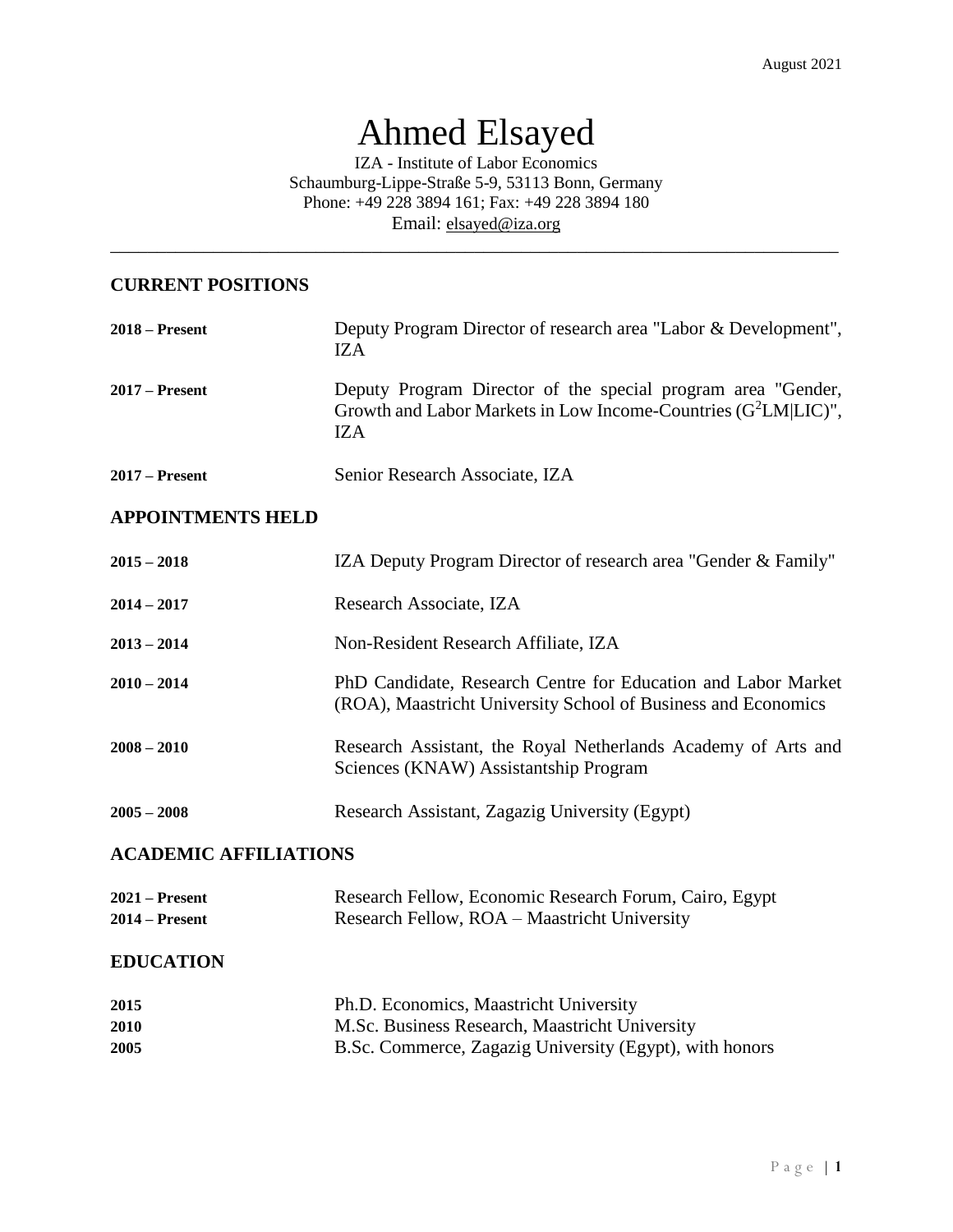August 2021

# Ahmed Elsayed

IZA - Institute of Labor Economics
Schaumburg-Lippe-Straße 5-9, 53113 Bonn, Germany
Phone: +49 228 3894 161; Fax: +49 228 3894 180
Email: elsayed@iza.org

---

## CURRENT POSITIONS

| | |
|---|---|
| **2018 – Present** | Deputy Program Director of research area "Labor & Development", IZA |
| **2017 – Present** | Deputy Program Director of the special program area "Gender, Growth and Labor Markets in Low Income-Countries ($G^2$LM\|LIC)", IZA |
| **2017 – Present** | Senior Research Associate, IZA |

## APPOINTMENTS HELD

| | |
|---|---|
| **2015 – 2018** | IZA Deputy Program Director of research area "Gender & Family" |
| **2014 – 2017** | Research Associate, IZA |
| **2013 – 2014** | Non-Resident Research Affiliate, IZA |
| **2010 – 2014** | PhD Candidate, Research Centre for Education and Labor Market (ROA), Maastricht University School of Business and Economics |
| **2008 – 2010** | Research Assistant, the Royal Netherlands Academy of Arts and Sciences (KNAW) Assistantship Program |
| **2005 – 2008** | Research Assistant, Zagazig University (Egypt) |

## ACADEMIC AFFILIATIONS

| | |
|---|---|
| **2021 – Present** | Research Fellow, Economic Research Forum, Cairo, Egypt |
| **2014 – Present** | Research Fellow, ROA – Maastricht University |

## EDUCATION

| | |
|---|---|
| **2015** | Ph.D. Economics, Maastricht University |
| **2010** | M.Sc. Business Research, Maastricht University |
| **2005** | B.Sc. Commerce, Zagazig University (Egypt), with honors |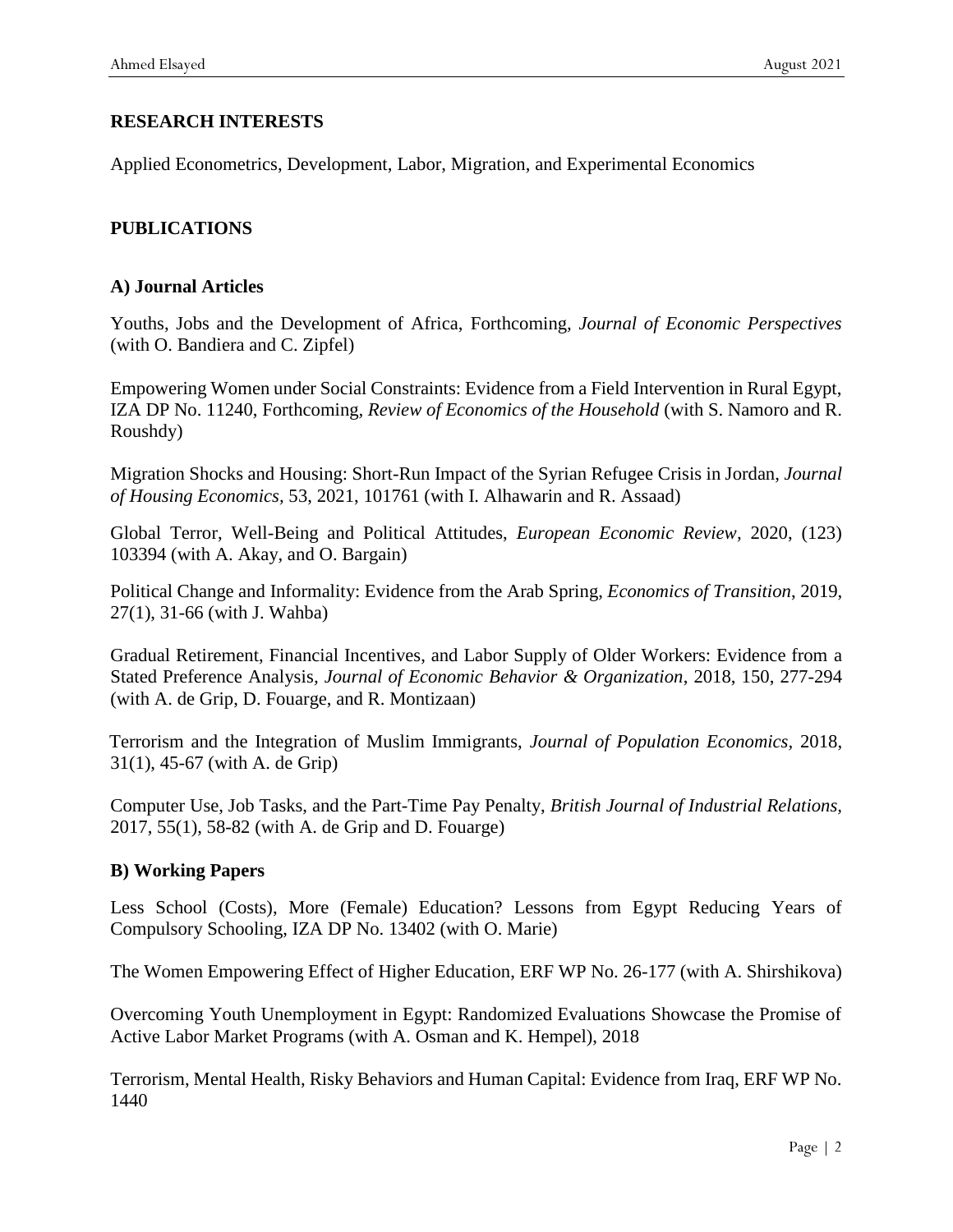## RESEARCH INTERESTS

Applied Econometrics, Development, Labor, Migration, and Experimental Economics

## PUBLICATIONS

### A) Journal Articles

Youths, Jobs and the Development of Africa, Forthcoming, *Journal of Economic Perspectives* (with O. Bandiera and C. Zipfel)

Empowering Women under Social Constraints: Evidence from a Field Intervention in Rural Egypt, IZA DP No. 11240, Forthcoming, *Review of Economics of the Household* (with S. Namoro and R. Roushdy)

Migration Shocks and Housing: Short-Run Impact of the Syrian Refugee Crisis in Jordan, *Journal of Housing Economics*, 53, 2021, 101761 (with I. Alhawarin and R. Assaad)

Global Terror, Well-Being and Political Attitudes, *European Economic Review*, 2020, (123) 103394 (with A. Akay, and O. Bargain)

Political Change and Informality: Evidence from the Arab Spring, *Economics of Transition*, 2019, 27(1), 31-66 (with J. Wahba)

Gradual Retirement, Financial Incentives, and Labor Supply of Older Workers: Evidence from a Stated Preference Analysis, *Journal of Economic Behavior & Organization*, 2018, 150, 277-294 (with A. de Grip, D. Fouarge, and R. Montizaan)

Terrorism and the Integration of Muslim Immigrants, *Journal of Population Economics*, 2018, 31(1), 45-67 (with A. de Grip)

Computer Use, Job Tasks, and the Part-Time Pay Penalty, *British Journal of Industrial Relations*, 2017, 55(1), 58-82 (with A. de Grip and D. Fouarge)

### B) Working Papers

Less School (Costs), More (Female) Education? Lessons from Egypt Reducing Years of Compulsory Schooling, IZA DP No. 13402 (with O. Marie)

The Women Empowering Effect of Higher Education, ERF WP No. 26-177 (with A. Shirshikova)

Overcoming Youth Unemployment in Egypt: Randomized Evaluations Showcase the Promise of Active Labor Market Programs (with A. Osman and K. Hempel), 2018

Terrorism, Mental Health, Risky Behaviors and Human Capital: Evidence from Iraq, ERF WP No. 1440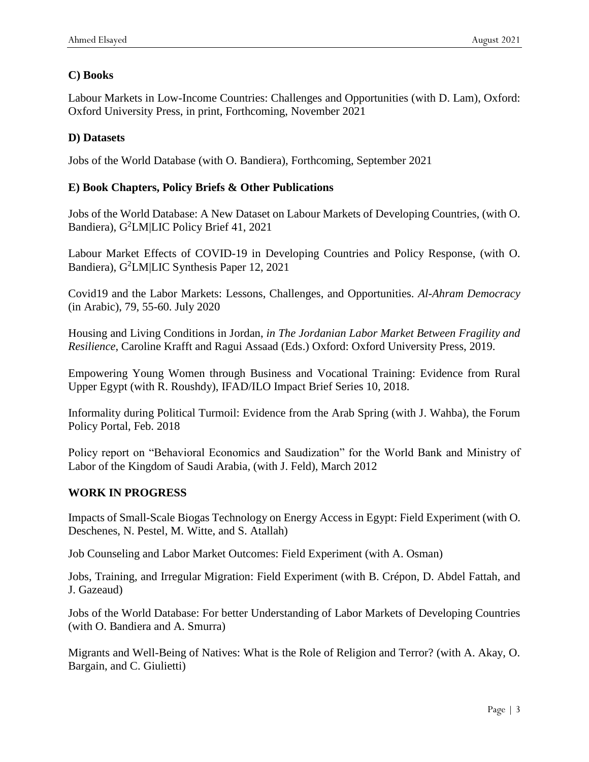### C) Books

Labour Markets in Low-Income Countries: Challenges and Opportunities (with D. Lam), Oxford: Oxford University Press, in print, Forthcoming, November 2021

### D) Datasets

Jobs of the World Database (with O. Bandiera), Forthcoming, September 2021

### E) Book Chapters, Policy Briefs & Other Publications

Jobs of the World Database: A New Dataset on Labour Markets of Developing Countries, (with O. Bandiera), $G^2$LM|LIC Policy Brief 41, 2021

Labour Market Effects of COVID-19 in Developing Countries and Policy Response, (with O. Bandiera), $G^2$LM|LIC Synthesis Paper 12, 2021

Covid19 and the Labor Markets: Lessons, Challenges, and Opportunities. *Al-Ahram Democracy* (in Arabic), 79, 55-60. July 2020

Housing and Living Conditions in Jordan, *in The Jordanian Labor Market Between Fragility and Resilience*, Caroline Krafft and Ragui Assaad (Eds.) Oxford: Oxford University Press, 2019.

Empowering Young Women through Business and Vocational Training: Evidence from Rural Upper Egypt (with R. Roushdy), IFAD/ILO Impact Brief Series 10, 2018.

Informality during Political Turmoil: Evidence from the Arab Spring (with J. Wahba), the Forum Policy Portal, Feb. 2018

Policy report on "Behavioral Economics and Saudization" for the World Bank and Ministry of Labor of the Kingdom of Saudi Arabia, (with J. Feld), March 2012

## WORK IN PROGRESS

Impacts of Small-Scale Biogas Technology on Energy Access in Egypt: Field Experiment (with O. Deschenes, N. Pestel, M. Witte, and S. Atallah)

Job Counseling and Labor Market Outcomes: Field Experiment (with A. Osman)

Jobs, Training, and Irregular Migration: Field Experiment (with B. Crépon, D. Abdel Fattah, and J. Gazeaud)

Jobs of the World Database: For better Understanding of Labor Markets of Developing Countries (with O. Bandiera and A. Smurra)

Migrants and Well-Being of Natives: What is the Role of Religion and Terror? (with A. Akay, O. Bargain, and C. Giulietti)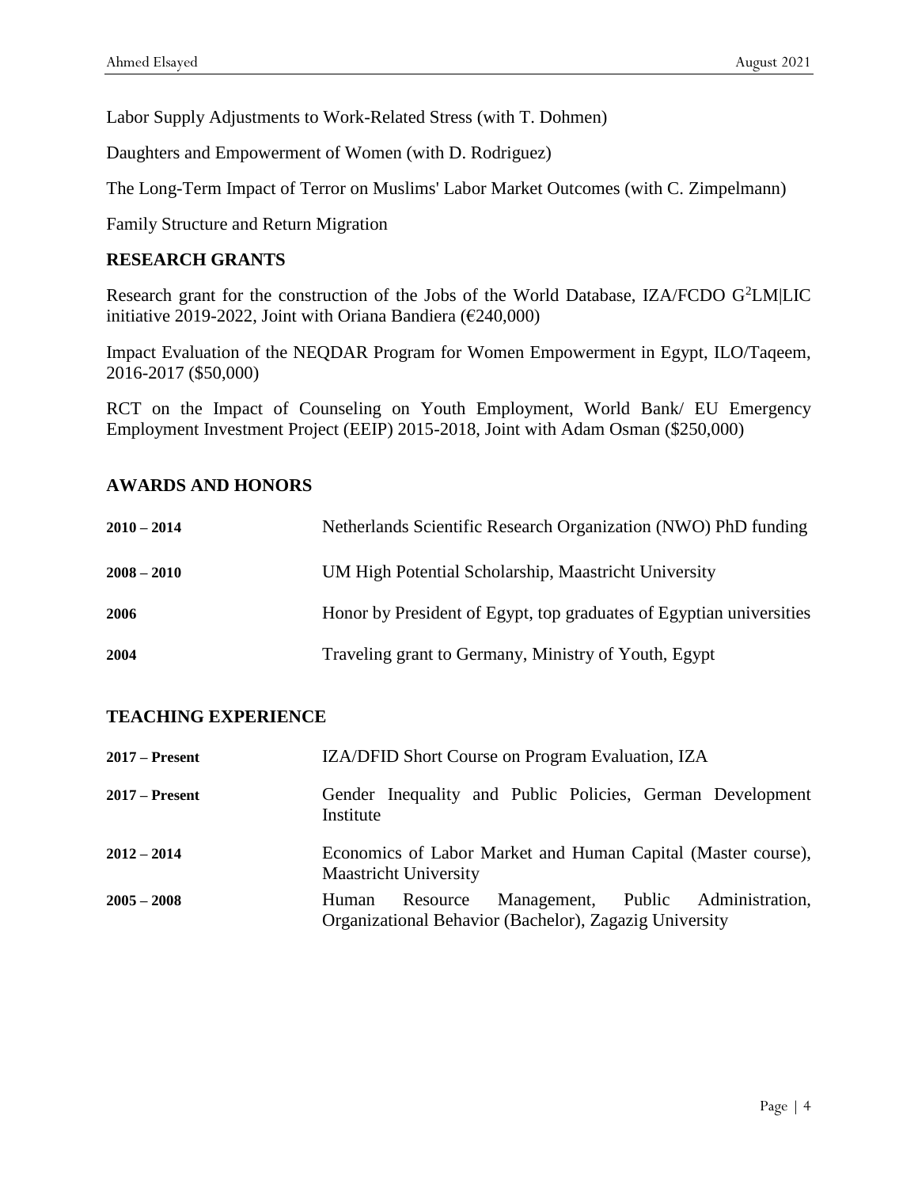Labor Supply Adjustments to Work-Related Stress (with T. Dohmen)

Daughters and Empowerment of Women (with D. Rodriguez)

The Long-Term Impact of Terror on Muslims' Labor Market Outcomes (with C. Zimpelmann)

Family Structure and Return Migration

## RESEARCH GRANTS

Research grant for the construction of the Jobs of the World Database, IZA/FCDO $G^2$LM|LIC initiative 2019-2022, Joint with Oriana Bandiera (€240,000)

Impact Evaluation of the NEQDAR Program for Women Empowerment in Egypt, ILO/Taqeem, 2016-2017 ($50,000)

RCT on the Impact of Counseling on Youth Employment, World Bank/ EU Emergency Employment Investment Project (EEIP) 2015-2018, Joint with Adam Osman ($250,000)

## AWARDS AND HONORS

| | |
|---|---|
| **2010 – 2014** | Netherlands Scientific Research Organization (NWO) PhD funding |
| **2008 – 2010** | UM High Potential Scholarship, Maastricht University |
| **2006** | Honor by President of Egypt, top graduates of Egyptian universities |
| **2004** | Traveling grant to Germany, Ministry of Youth, Egypt |

## TEACHING EXPERIENCE

| | |
|---|---|
| **2017 – Present** | IZA/DFID Short Course on Program Evaluation, IZA |
| **2017 – Present** | Gender Inequality and Public Policies, German Development Institute |
| **2012 – 2014** | Economics of Labor Market and Human Capital (Master course), Maastricht University |
| **2005 – 2008** | Human Resource Management, Public Administration, Organizational Behavior (Bachelor), Zagazig University |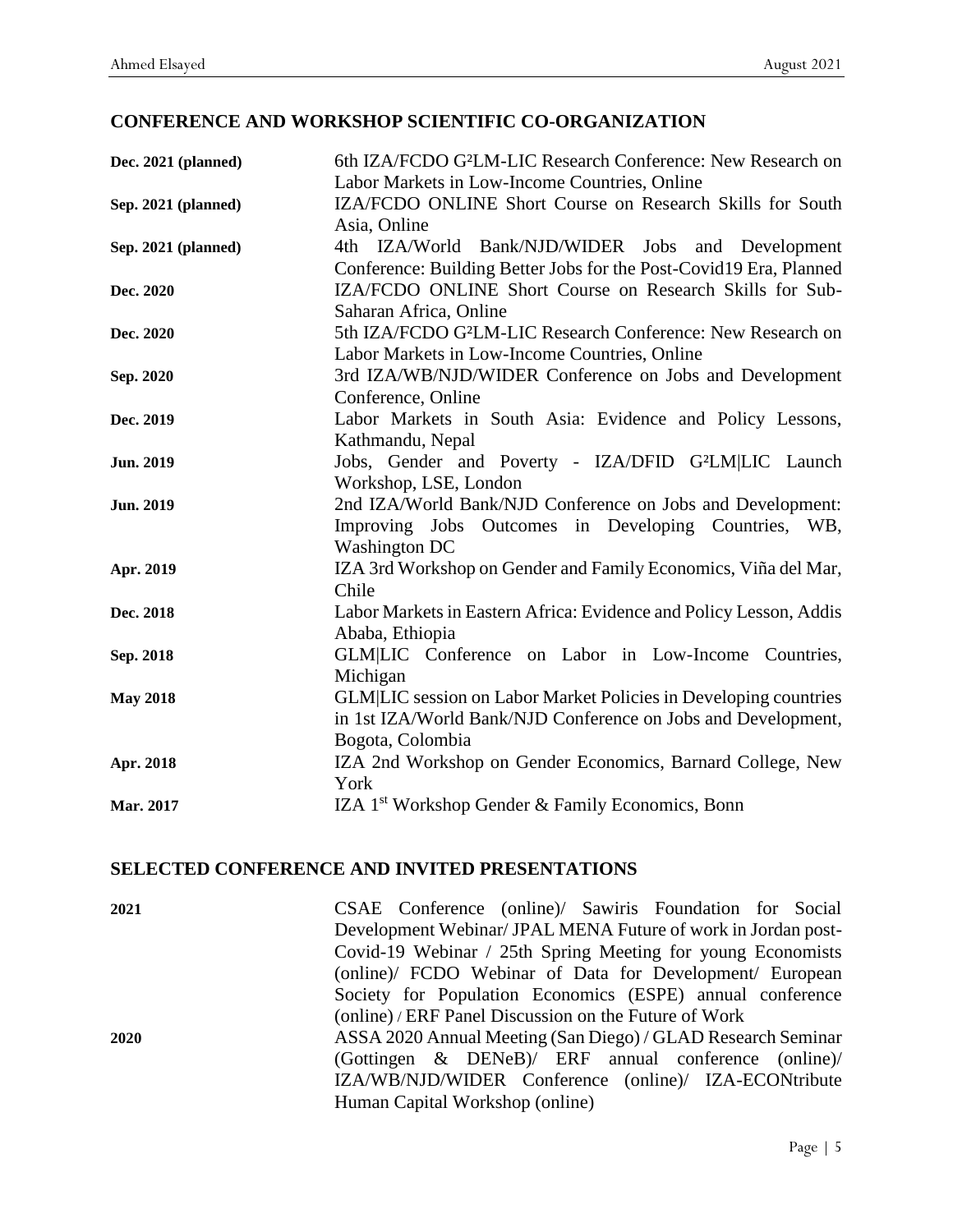## CONFERENCE AND WORKSHOP SCIENTIFIC CO-ORGANIZATION

| | |
|---|---|
| **Dec. 2021 (planned)** | 6th IZA/FCDO G²LM-LIC Research Conference: New Research on Labor Markets in Low-Income Countries, Online |
| **Sep. 2021 (planned)** | IZA/FCDO ONLINE Short Course on Research Skills for South Asia, Online |
| **Sep. 2021 (planned)** | 4th IZA/World Bank/NJD/WIDER Jobs and Development Conference: Building Better Jobs for the Post-Covid19 Era, Planned |
| **Dec. 2020** | IZA/FCDO ONLINE Short Course on Research Skills for Sub-Saharan Africa, Online |
| **Dec. 2020** | 5th IZA/FCDO G²LM-LIC Research Conference: New Research on Labor Markets in Low-Income Countries, Online |
| **Sep. 2020** | 3rd IZA/WB/NJD/WIDER Conference on Jobs and Development Conference, Online |
| **Dec. 2019** | Labor Markets in South Asia: Evidence and Policy Lessons, Kathmandu, Nepal |
| **Jun. 2019** | Jobs, Gender and Poverty - IZA/DFID G²LM\|LIC Launch Workshop, LSE, London |
| **Jun. 2019** | 2nd IZA/World Bank/NJD Conference on Jobs and Development: Improving Jobs Outcomes in Developing Countries, WB, Washington DC |
| **Apr. 2019** | IZA 3rd Workshop on Gender and Family Economics, Viña del Mar, Chile |
| **Dec. 2018** | Labor Markets in Eastern Africa: Evidence and Policy Lesson, Addis Ababa, Ethiopia |
| **Sep. 2018** | GLM\|LIC Conference on Labor in Low-Income Countries, Michigan |
| **May 2018** | GLM\|LIC session on Labor Market Policies in Developing countries in 1st IZA/World Bank/NJD Conference on Jobs and Development, Bogota, Colombia |
| **Apr. 2018** | IZA 2nd Workshop on Gender Economics, Barnard College, New York |
| **Mar. 2017** | IZA 1st Workshop Gender & Family Economics, Bonn |

## SELECTED CONFERENCE AND INVITED PRESENTATIONS

| | |
|---|---|
| **2021** | CSAE Conference (online)/ Sawiris Foundation for Social Development Webinar/ JPAL MENA Future of work in Jordan post-Covid-19 Webinar / 25th Spring Meeting for young Economists (online)/ FCDO Webinar of Data for Development/ European Society for Population Economics (ESPE) annual conference (online) / ERF Panel Discussion on the Future of Work |
| **2020** | ASSA 2020 Annual Meeting (San Diego) / GLAD Research Seminar (Gottingen & DENeB)/ ERF annual conference (online)/ IZA/WB/NJD/WIDER Conference (online)/ IZA-ECONtribute Human Capital Workshop (online) |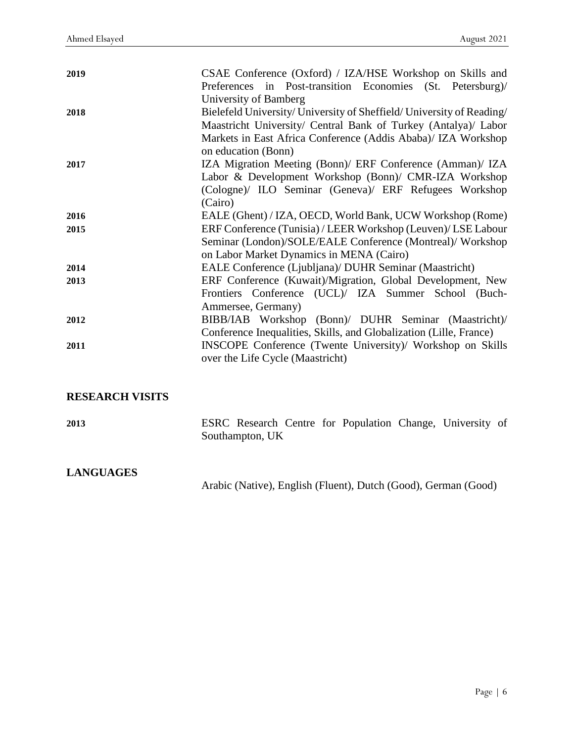| | |
|---|---|
| **2019** | CSAE Conference (Oxford) / IZA/HSE Workshop on Skills and Preferences in Post-transition Economies (St. Petersburg)/ University of Bamberg |
| **2018** | Bielefeld University/ University of Sheffield/ University of Reading/ Maastricht University/ Central Bank of Turkey (Antalya)/ Labor Markets in East Africa Conference (Addis Ababa)/ IZA Workshop on education (Bonn) |
| **2017** | IZA Migration Meeting (Bonn)/ ERF Conference (Amman)/ IZA Labor & Development Workshop (Bonn)/ CMR-IZA Workshop (Cologne)/ ILO Seminar (Geneva)/ ERF Refugees Workshop (Cairo) |
| **2016** | EALE (Ghent) / IZA, OECD, World Bank, UCW Workshop (Rome) |
| **2015** | ERF Conference (Tunisia) / LEER Workshop (Leuven)/ LSE Labour Seminar (London)/SOLE/EALE Conference (Montreal)/ Workshop on Labor Market Dynamics in MENA (Cairo) |
| **2014** | EALE Conference (Ljubljana)/ DUHR Seminar (Maastricht) |
| **2013** | ERF Conference (Kuwait)/Migration, Global Development, New Frontiers Conference (UCL)/ IZA Summer School (Buch-Ammersee, Germany) |
| **2012** | BIBB/IAB Workshop (Bonn)/ DUHR Seminar (Maastricht)/ Conference Inequalities, Skills, and Globalization (Lille, France) |
| **2011** | INSCOPE Conference (Twente University)/ Workshop on Skills over the Life Cycle (Maastricht) |

## RESEARCH VISITS

| | |
|---|---|
| **2013** | ESRC Research Centre for Population Change, University of Southampton, UK |

## LANGUAGES

Arabic (Native), English (Fluent), Dutch (Good), German (Good)